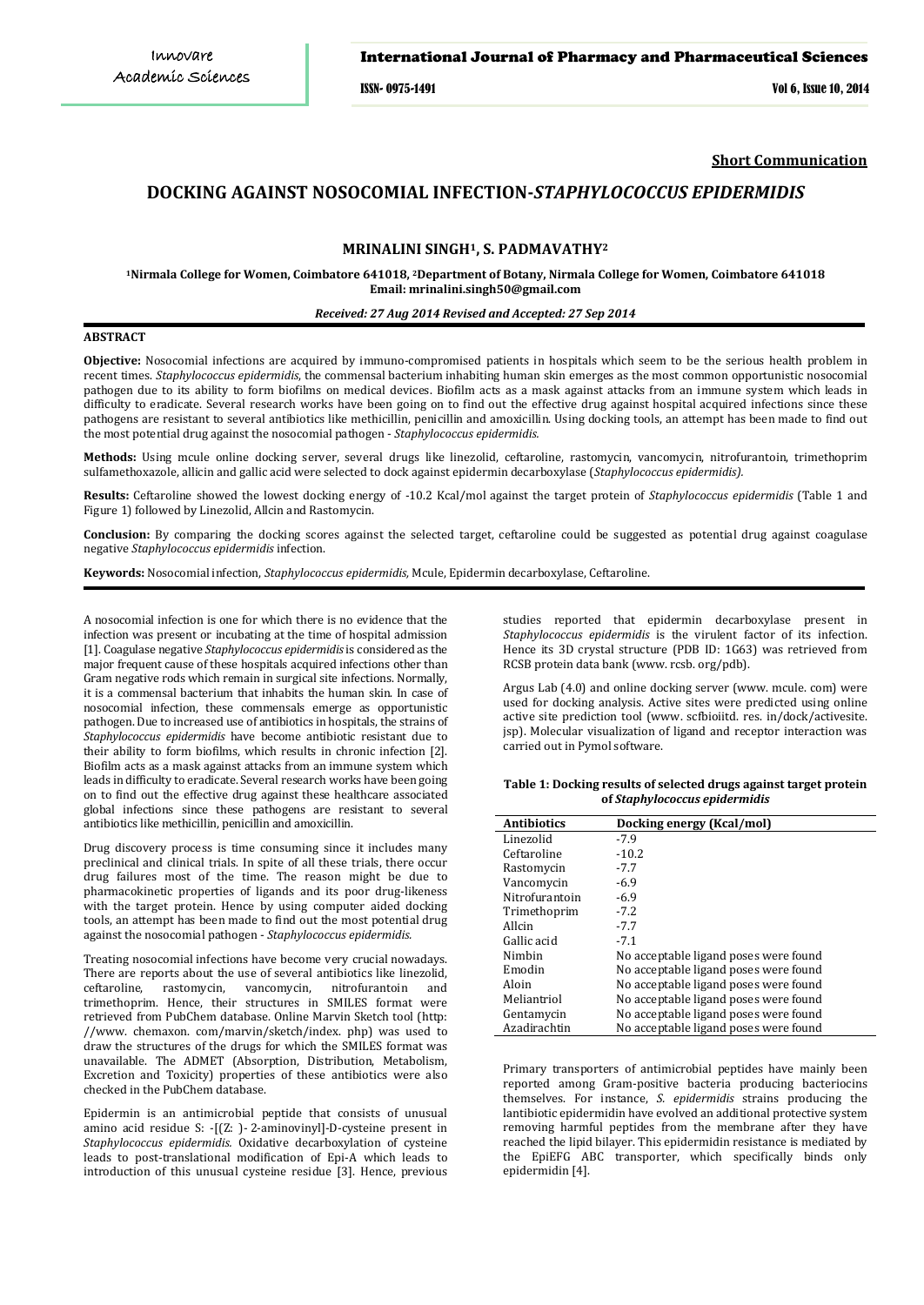**Short Communication**

# DOCKING AGAINST NOSOCOMIAL INFECTION-*STAPHYLOCOCCUS EPIDERMIDIS*

**MRINALINI SINGH[1], S. PADMAVATHY[2]**

**[1]Nirmala College for Women, Coimbatore 641018, [2]Department of Botany, Nirmala College for Women, Coimbatore 641018**
**Email: mrinalini.singh50@gmail.com**

***Received: 27 Aug 2014 Revised and Accepted: 27 Sep 2014***

## ABSTRACT

**Objective:** Nosocomial infections are acquired by immuno-compromised patients in hospitals which seem to be the serious health problem in recent times. *Staphylococcus epidermidis*, the commensal bacterium inhabiting human skin emerges as the most common opportunistic nosocomial pathogen due to its ability to form biofilms on medical devices. Biofilm acts as a mask against attacks from an immune system which leads in difficulty to eradicate. Several research works have been going on to find out the effective drug against hospital acquired infections since these pathogens are resistant to several antibiotics like methicillin, penicillin and amoxicillin. Using docking tools, an attempt has been made to find out the most potential drug against the nosocomial pathogen - *Staphylococcus epidermidis.*

**Methods:** Using mcule online docking server, several drugs like linezolid, ceftaroline, rastomycin, vancomycin, nitrofurantoin, trimethoprim sulfamethoxazole, allicin and gallic acid were selected to dock against epidermin decarboxylase (*Staphylococcus epidermidis).*

**Results:** Ceftaroline showed the lowest docking energy of -10.2 Kcal/mol against the target protein of *Staphylococcus epidermidis* (Table 1 and Figure 1) followed by Linezolid, Allcin and Rastomycin.

**Conclusion:** By comparing the docking scores against the selected target, ceftaroline could be suggested as potential drug against coagulase negative *Staphylococcus epidermidis* infection.

**Keywords:** Nosocomial infection, *Staphylococcus epidermidis,* Mcule, Epidermin decarboxylase, Ceftaroline.

A nosocomial infection is one for which there is no evidence that the infection was present or incubating at the time of hospital admission [1]. Coagulase negative *Staphylococcus epidermidis* is considered as the major frequent cause of these hospitals acquired infections other than Gram negative rods which remain in surgical site infections. Normally, it is a commensal bacterium that inhabits the human skin. In case of nosocomial infection, these commensals emerge as opportunistic pathogen. Due to increased use of antibiotics in hospitals, the strains of *Staphylococcus epidermidis* have become antibiotic resistant due to their ability to form biofilms, which results in chronic infection [2]. Biofilm acts as a mask against attacks from an immune system which leads in difficulty to eradicate. Several research works have been going on to find out the effective drug against these healthcare associated global infections since these pathogens are resistant to several antibiotics like methicillin, penicillin and amoxicillin.

Drug discovery process is time consuming since it includes many preclinical and clinical trials. In spite of all these trials, there occur drug failures most of the time. The reason might be due to pharmacokinetic properties of ligands and its poor drug-likeness with the target protein. Hence by using computer aided docking tools, an attempt has been made to find out the most potential drug against the nosocomial pathogen - *Staphylococcus epidermidis.*

Treating nosocomial infections have become very crucial nowadays. There are reports about the use of several antibiotics like linezolid, ceftaroline, rastomycin, vancomycin, nitrofurantoin and trimethoprim. Hence, their structures in SMILES format were retrieved from PubChem database. Online Marvin Sketch tool (http: //www. chemaxon. com/marvin/sketch/index. php) was used to draw the structures of the drugs for which the SMILES format was unavailable. The ADMET (Absorption, Distribution, Metabolism, Excretion and Toxicity) properties of these antibiotics were also checked in the PubChem database.

Epidermin is an antimicrobial peptide that consists of unusual amino acid residue S: -[(Z: )- 2-aminovinyl]-D-cysteine present in *Staphylococcus epidermidis.* Oxidative decarboxylation of cysteine leads to post-translational modification of Epi-A which leads to introduction of this unusual cysteine residue [3]. Hence, previous studies reported that epidermin decarboxylase present in *Staphylococcus epidermidis* is the virulent factor of its infection. Hence its 3D crystal structure (PDB ID: 1G63) was retrieved from RCSB protein data bank (www. rcsb. org/pdb).

Argus Lab (4.0) and online docking server (www. mcule. com) were used for docking analysis. Active sites were predicted using online active site prediction tool (www. scfbioiitd. res. in/dock/activesite. jsp). Molecular visualization of ligand and receptor interaction was carried out in Pymol software.

**Table 1: Docking results of selected drugs against target protein of *Staphylococcus epidermidis***

| Antibiotics | Docking energy (Kcal/mol) |
|---|---|
| Linezolid | -7.9 |
| Ceftaroline | -10.2 |
| Rastomycin | -7.7 |
| Vancomycin | -6.9 |
| Nitrofurantoin | -6.9 |
| Trimethoprim | -7.2 |
| Allcin | -7.7 |
| Gallic acid | -7.1 |
| Nimbin | No acceptable ligand poses were found |
| Emodin | No acceptable ligand poses were found |
| Aloin | No acceptable ligand poses were found |
| Meliantriol | No acceptable ligand poses were found |
| Gentamycin | No acceptable ligand poses were found |
| Azadirachtin | No acceptable ligand poses were found |

Primary transporters of antimicrobial peptides have mainly been reported among Gram-positive bacteria producing bacteriocins themselves. For instance, *S. epidermis* strains producing the lantibiotic epidermidin have evolved an additional protective system removing harmful peptides from the membrane after they have reached the lipid bilayer. This epidermidin resistance is mediated by the EpiEFG ABC transporter, which specifically binds only epidermidin [4].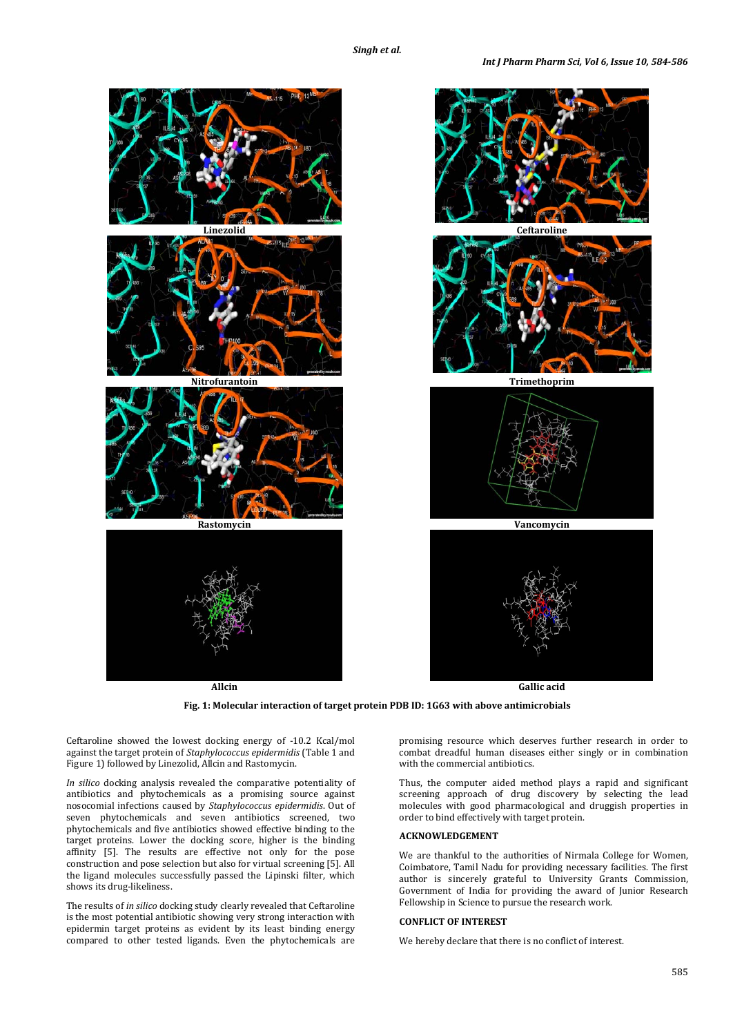Linezolid

Ceftaroline

Nitrofurantoin

Trimethoprim

Rastomycin

Vancomycin

Allcin

Gallic acid

**Fig. 1: Molecular interaction of target protein PDB ID: 1G63 with above antimicrobials**

Ceftaroline showed the lowest docking energy of -10.2 Kcal/mol against the target protein of *Staphylococcus epidermidis* (Table 1 and Figure 1) followed by Linezolid, Allcin and Rastomycin.

*In silico* docking analysis revealed the comparative potentiality of antibiotics and phytochemicals as a promising source against nosocomial infections caused by *Staphylococcus epidermidis*. Out of seven phytochemicals and seven antibiotics screened, two phytochemicals and five antibiotics showed effective binding to the target proteins. Lower the docking score, higher is the binding affinity [5]. The results are effective not only for the pose construction and pose selection but also for virtual screening [5]. All the ligand molecules successfully passed the Lipinski filter, which shows its drug-likeliness.

The results of *in silico* docking study clearly revealed that Ceftaroline is the most potential antibiotic showing very strong interaction with epidermin target proteins as evident by its least binding energy compared to other tested ligands. Even the phytochemicals are promising resource which deserves further research in order to combat dreadful human diseases either singly or in combination with the commercial antibiotics.

Thus, the computer aided method plays a rapid and significant screening approach of drug discovery by selecting the lead molecules with good pharmacological and druggish properties in order to bind effectively with target protein.

## ACKNOWLEDGEMENT

We are thankful to the authorities of Nirmala College for Women, Coimbatore, Tamil Nadu for providing necessary facilities. The first author is sincerely grateful to University Grants Commission, Government of India for providing the award of Junior Research Fellowship in Science to pursue the research work.

## CONFLICT OF INTEREST

We hereby declare that there is no conflict of interest.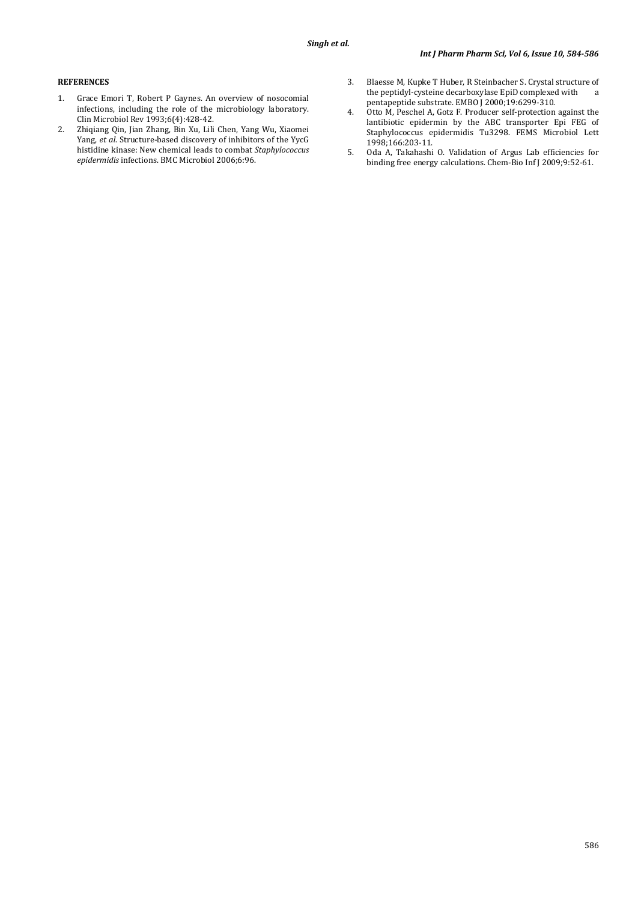## REFERENCES

1. Grace Emori T, Robert P Gaynes. An overview of nosocomial infections, including the role of the microbiology laboratory. Clin Microbiol Rev 1993;6(4):428-42.
2. Zhiqiang Qin, Jian Zhang, Bin Xu, Lili Chen, Yang Wu, Xiaomei Yang, *et al*. Structure-based discovery of inhibitors of the YycG histidine kinase: New chemical leads to combat *Staphylococcus epidermidis* infections. BMC Microbiol 2006;6:96.
3. Blaesse M, Kupke T Huber, R Steinbacher S. Crystal structure of the peptidyl-cysteine decarboxylase EpiD complexed with a pentapeptide substrate. EMBO J 2000;19:6299-310.
4. Otto M, Peschel A, Gotz F. Producer self-protection against the lantibiotic epidermin by the ABC transporter Epi FEG of Staphylococcus epidermidis Tu3298. FEMS Microbiol Lett 1998;166:203-11.
5. Oda A, Takahashi O. Validation of Argus Lab efficiencies for binding free energy calculations. Chem-Bio Inf J 2009;9:52-61.